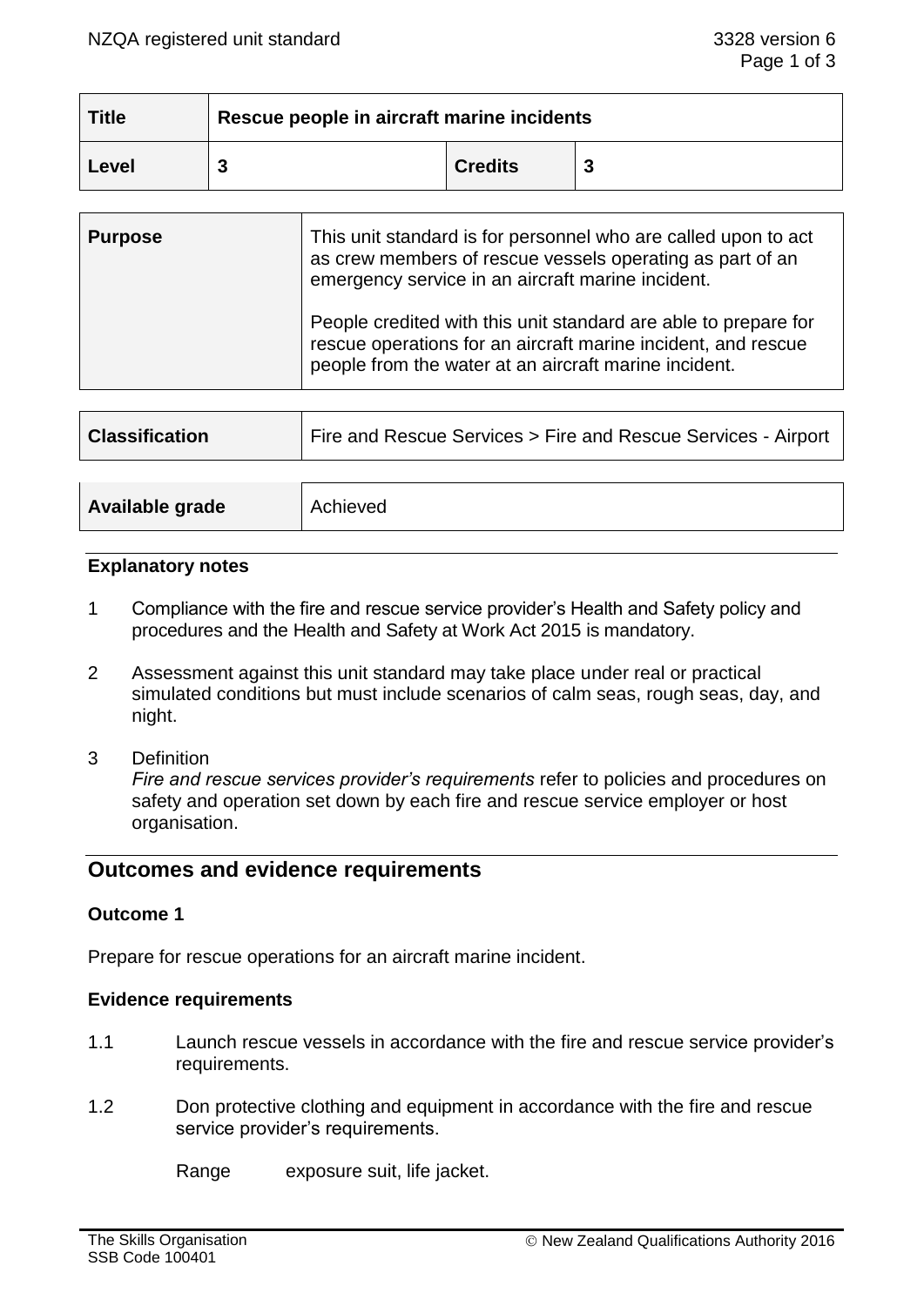| Title | Rescue people in aircraft marine incidents | | |
|---|---|---|---|
| Level | 3 | Credits | 3 |

| Purpose | This unit standard is for personnel who are called upon to act as crew members of rescue vessels operating as part of an emergency service in an aircraft marine incident. <br><br> People credited with this unit standard are able to prepare for rescue operations for an aircraft marine incident, and rescue people from the water at an aircraft marine incident. |
|---|---|

| Classification | Fire and Rescue Services > Fire and Rescue Services - Airport |
|---|---|

| Available grade | Achieved |
|---|---|

### Explanatory notes

1 Compliance with the fire and rescue service provider's Health and Safety policy and procedures and the Health and Safety at Work Act 2015 is mandatory.

2 Assessment against this unit standard may take place under real or practical simulated conditions but must include scenarios of calm seas, rough seas, day, and night.

3 Definition
*Fire and rescue services provider's requirements* refer to policies and procedures on safety and operation set down by each fire and rescue service employer or host organisation.

## Outcomes and evidence requirements

### Outcome 1

Prepare for rescue operations for an aircraft marine incident.

### Evidence requirements

1.1 Launch rescue vessels in accordance with the fire and rescue service provider's requirements.

1.2 Don protective clothing and equipment in accordance with the fire and rescue service provider's requirements.

Range exposure suit, life jacket.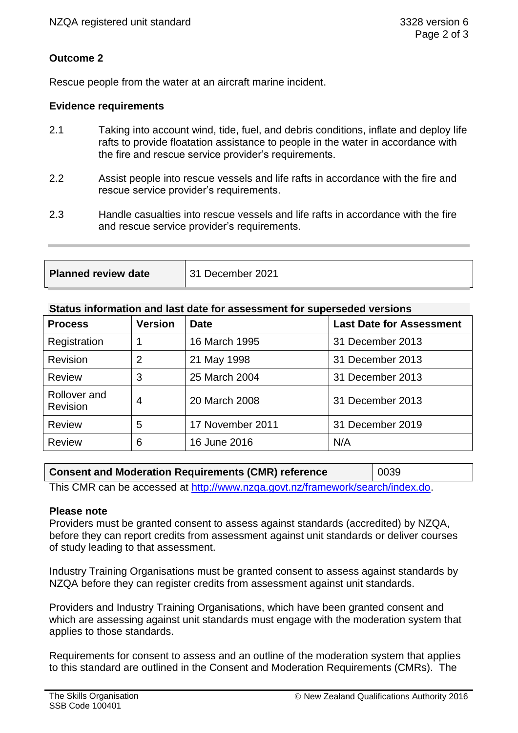## Outcome 2

Rescue people from the water at an aircraft marine incident.

### Evidence requirements

2.1 Taking into account wind, tide, fuel, and debris conditions, inflate and deploy life rafts to provide floatation assistance to people in the water in accordance with the fire and rescue service provider's requirements.

2.2 Assist people into rescue vessels and life rafts in accordance with the fire and rescue service provider's requirements.

2.3 Handle casualties into rescue vessels and life rafts in accordance with the fire and rescue service provider's requirements.

| **Planned review date** | 31 December 2021 |
|---|---|

**Status information and last date for assessment for superseded versions**

| Process | Version | Date | Last Date for Assessment |
|---|---|---|---|
| Registration | 1 | 16 March 1995 | 31 December 2013 |
| Revision | 2 | 21 May 1998 | 31 December 2013 |
| Review | 3 | 25 March 2004 | 31 December 2013 |
| Rollover and Revision | 4 | 20 March 2008 | 31 December 2013 |
| Review | 5 | 17 November 2011 | 31 December 2019 |
| Review | 6 | 16 June 2016 | N/A |

| **Consent and Moderation Requirements (CMR) reference** | 0039 |
|---|---|

This CMR can be accessed at http://www.nzqa.govt.nz/framework/search/index.do.

**Please note**

Providers must be granted consent to assess against standards (accredited) by NZQA, before they can report credits from assessment against unit standards or deliver courses of study leading to that assessment.

Industry Training Organisations must be granted consent to assess against standards by NZQA before they can register credits from assessment against unit standards.

Providers and Industry Training Organisations, which have been granted consent and which are assessing against unit standards must engage with the moderation system that applies to those standards.

Requirements for consent to assess and an outline of the moderation system that applies to this standard are outlined in the Consent and Moderation Requirements (CMRs). The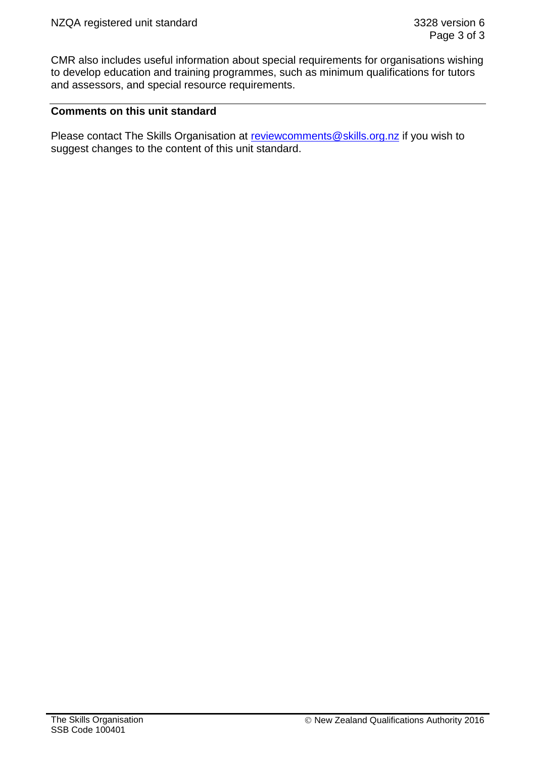CMR also includes useful information about special requirements for organisations wishing to develop education and training programmes, such as minimum qualifications for tutors and assessors, and special resource requirements.

**Comments on this unit standard**

Please contact The Skills Organisation at reviewcomments@skills.org.nz if you wish to suggest changes to the content of this unit standard.